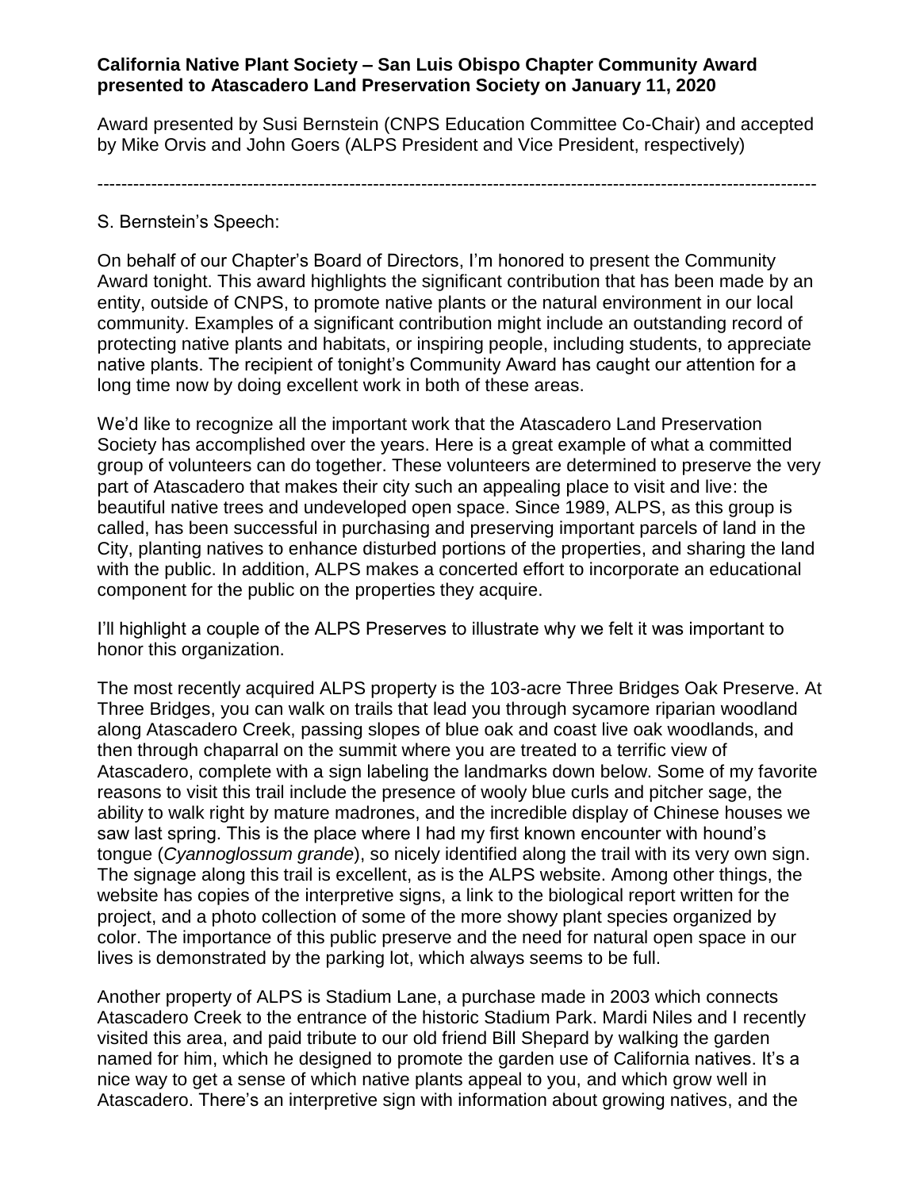**California Native Plant Society – San Luis Obispo Chapter Community Award presented to Atascadero Land Preservation Society on January 11, 2020**

Award presented by Susi Bernstein (CNPS Education Committee Co-Chair) and accepted by Mike Orvis and John Goers (ALPS President and Vice President, respectively)

---

S. Bernstein's Speech:

On behalf of our Chapter's Board of Directors, I'm honored to present the Community Award tonight. This award highlights the significant contribution that has been made by an entity, outside of CNPS, to promote native plants or the natural environment in our local community. Examples of a significant contribution might include an outstanding record of protecting native plants and habitats, or inspiring people, including students, to appreciate native plants. The recipient of tonight's Community Award has caught our attention for a long time now by doing excellent work in both of these areas.

We'd like to recognize all the important work that the Atascadero Land Preservation Society has accomplished over the years. Here is a great example of what a committed group of volunteers can do together. These volunteers are determined to preserve the very part of Atascadero that makes their city such an appealing place to visit and live: the beautiful native trees and undeveloped open space. Since 1989, ALPS, as this group is called, has been successful in purchasing and preserving important parcels of land in the City, planting natives to enhance disturbed portions of the properties, and sharing the land with the public. In addition, ALPS makes a concerted effort to incorporate an educational component for the public on the properties they acquire.

I'll highlight a couple of the ALPS Preserves to illustrate why we felt it was important to honor this organization.

The most recently acquired ALPS property is the 103-acre Three Bridges Oak Preserve. At Three Bridges, you can walk on trails that lead you through sycamore riparian woodland along Atascadero Creek, passing slopes of blue oak and coast live oak woodlands, and then through chaparral on the summit where you are treated to a terrific view of Atascadero, complete with a sign labeling the landmarks down below. Some of my favorite reasons to visit this trail include the presence of wooly blue curls and pitcher sage, the ability to walk right by mature madrones, and the incredible display of Chinese houses we saw last spring. This is the place where I had my first known encounter with hound's tongue (*Cyannoglossum grande*), so nicely identified along the trail with its very own sign. The signage along this trail is excellent, as is the ALPS website. Among other things, the website has copies of the interpretive signs, a link to the biological report written for the project, and a photo collection of some of the more showy plant species organized by color. The importance of this public preserve and the need for natural open space in our lives is demonstrated by the parking lot, which always seems to be full.

Another property of ALPS is Stadium Lane, a purchase made in 2003 which connects Atascadero Creek to the entrance of the historic Stadium Park. Mardi Niles and I recently visited this area, and paid tribute to our old friend Bill Shepard by walking the garden named for him, which he designed to promote the garden use of California natives. It's a nice way to get a sense of which native plants appeal to you, and which grow well in Atascadero. There's an interpretive sign with information about growing natives, and the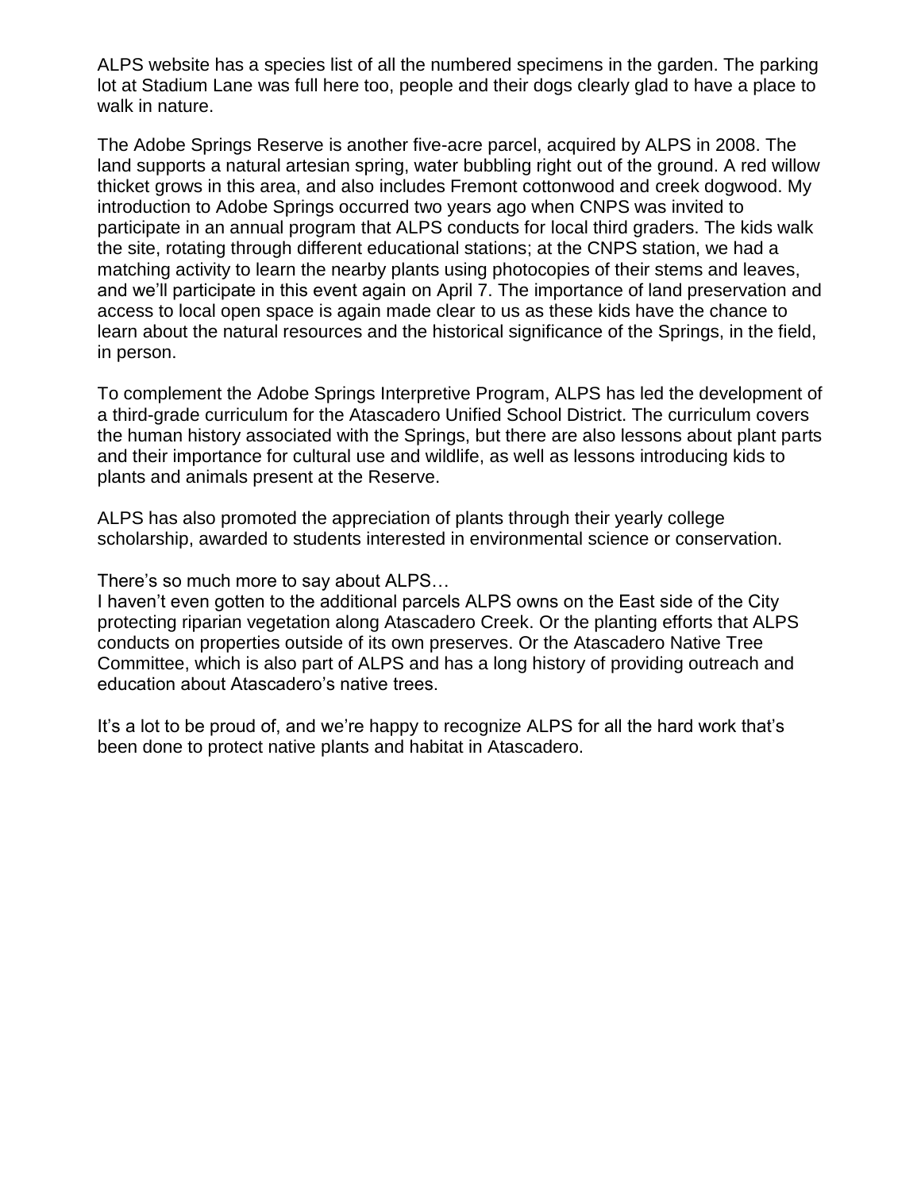ALPS website has a species list of all the numbered specimens in the garden. The parking lot at Stadium Lane was full here too, people and their dogs clearly glad to have a place to walk in nature.

The Adobe Springs Reserve is another five-acre parcel, acquired by ALPS in 2008. The land supports a natural artesian spring, water bubbling right out of the ground. A red willow thicket grows in this area, and also includes Fremont cottonwood and creek dogwood. My introduction to Adobe Springs occurred two years ago when CNPS was invited to participate in an annual program that ALPS conducts for local third graders. The kids walk the site, rotating through different educational stations; at the CNPS station, we had a matching activity to learn the nearby plants using photocopies of their stems and leaves, and we'll participate in this event again on April 7. The importance of land preservation and access to local open space is again made clear to us as these kids have the chance to learn about the natural resources and the historical significance of the Springs, in the field, in person.

To complement the Adobe Springs Interpretive Program, ALPS has led the development of a third-grade curriculum for the Atascadero Unified School District. The curriculum covers the human history associated with the Springs, but there are also lessons about plant parts and their importance for cultural use and wildlife, as well as lessons introducing kids to plants and animals present at the Reserve.

ALPS has also promoted the appreciation of plants through their yearly college scholarship, awarded to students interested in environmental science or conservation.

There's so much more to say about ALPS…
I haven't even gotten to the additional parcels ALPS owns on the East side of the City protecting riparian vegetation along Atascadero Creek. Or the planting efforts that ALPS conducts on properties outside of its own preserves. Or the Atascadero Native Tree Committee, which is also part of ALPS and has a long history of providing outreach and education about Atascadero's native trees.

It's a lot to be proud of, and we're happy to recognize ALPS for all the hard work that's been done to protect native plants and habitat in Atascadero.